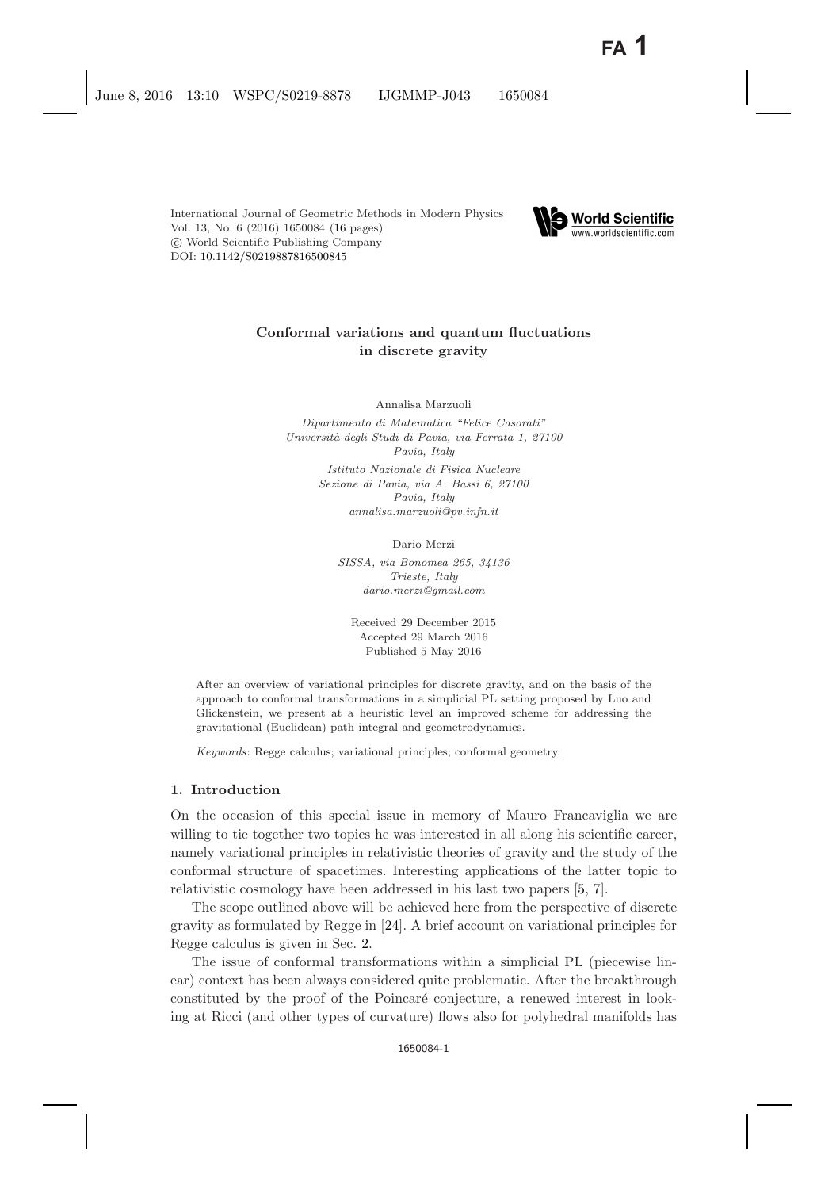International Journal of Geometric Methods in Modern Physics
Vol. 13, No. 6 (2016) 1650084 (16 pages)
© World Scientific Publishing Company
DOI: 10.1142/S0219887816500845

# Conformal variations and quantum fluctuations in discrete gravity

Annalisa Marzuoli

*Dipartimento di Matematica "Felice Casorati"*
*Università degli Studi di Pavia, via Ferrata 1, 27100*
*Pavia, Italy*

*Istituto Nazionale di Fisica Nucleare*
*Sezione di Pavia, via A. Bassi 6, 27100*
*Pavia, Italy*
*annalisa.marzuoli@pv.infn.it*

Dario Merzi

*SISSA, via Bonomea 265, 34136*
*Trieste, Italy*
*dario.merzi@gmail.com*

Received 29 December 2015
Accepted 29 March 2016
Published 5 May 2016

After an overview of variational principles for discrete gravity, and on the basis of the approach to conformal transformations in a simplicial PL setting proposed by Luo and Glickenstein, we present at a heuristic level an improved scheme for addressing the gravitational (Euclidean) path integral and geometrodynamics.

*Keywords*: Regge calculus; variational principles; conformal geometry.

## 1. Introduction

On the occasion of this special issue in memory of Mauro Francaviglia we are willing to tie together two topics he was interested in all along his scientific career, namely variational principles in relativistic theories of gravity and the study of the conformal structure of spacetimes. Interesting applications of the latter topic to relativistic cosmology have been addressed in his last two papers [5, 7].

The scope outlined above will be achieved here from the perspective of discrete gravity as formulated by Regge in [24]. A brief account on variational principles for Regge calculus is given in Sec. 2.

The issue of conformal transformations within a simplicial PL (piecewise linear) context has been always considered quite problematic. After the breakthrough constituted by the proof of the Poincaré conjecture, a renewed interest in looking at Ricci (and other types of curvature) flows also for polyhedral manifolds has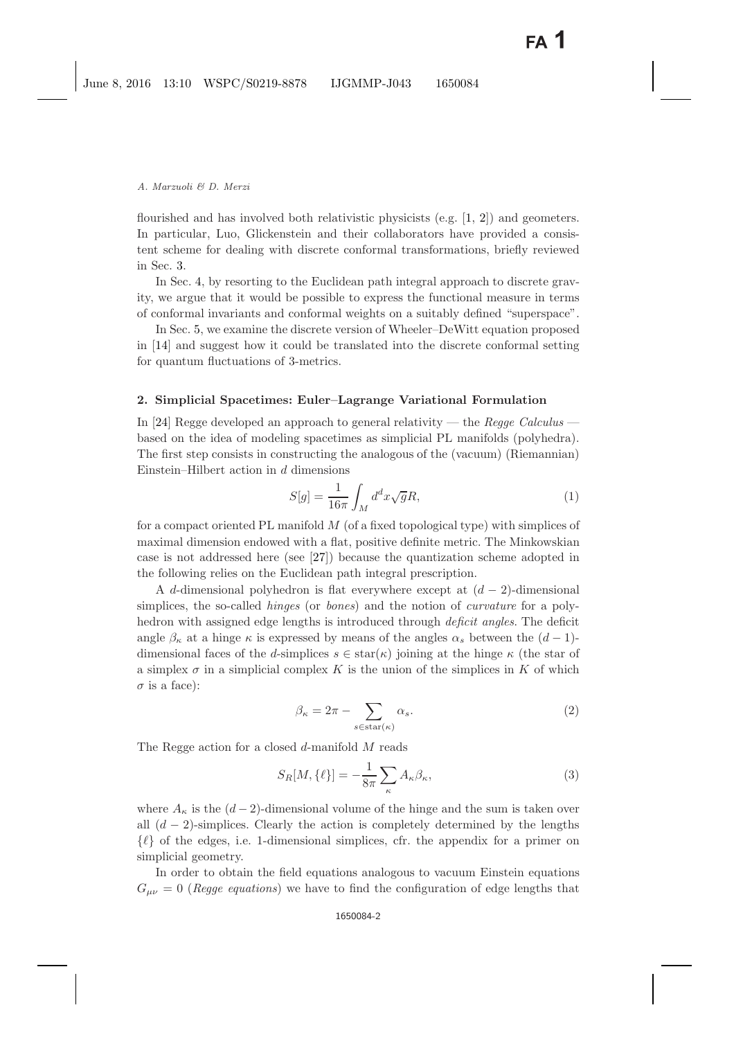flourished and has involved both relativistic physicists (e.g. [1, 2]) and geometers. In particular, Luo, Glickenstein and their collaborators have provided a consistent scheme for dealing with discrete conformal transformations, briefly reviewed in Sec. 3.

In Sec. 4, by resorting to the Euclidean path integral approach to discrete gravity, we argue that it would be possible to express the functional measure in terms of conformal invariants and conformal weights on a suitably defined "superspace".

In Sec. 5, we examine the discrete version of Wheeler–DeWitt equation proposed in [14] and suggest how it could be translated into the discrete conformal setting for quantum fluctuations of 3-metrics.

## 2. Simplicial Spacetimes: Euler–Lagrange Variational Formulation

In [24] Regge developed an approach to general relativity — the *Regge Calculus* — based on the idea of modeling spacetimes as simplicial PL manifolds (polyhedra). The first step consists in constructing the analogous of the (vacuum) (Riemannian) Einstein–Hilbert action in $d$ dimensions

$$S[g] = \frac{1}{16\pi} \int_M d^d x \sqrt{g} R, \tag{1}$$

for a compact oriented PL manifold $M$ (of a fixed topological type) with simplices of maximal dimension endowed with a flat, positive definite metric. The Minkowskian case is not addressed here (see [27]) because the quantization scheme adopted in the following relies on the Euclidean path integral prescription.

A $d$-dimensional polyhedron is flat everywhere except at $(d-2)$-dimensional simplices, the so-called *hinges* (or *bones*) and the notion of *curvature* for a polyhedron with assigned edge lengths is introduced through *deficit angles*. The deficit angle $\beta_\kappa$ at a hinge $\kappa$ is expressed by means of the angles $\alpha_s$ between the $(d-1)$-dimensional faces of the $d$-simplices $s \in \text{star}(\kappa)$ joining at the hinge $\kappa$ (the star of a simplex $\sigma$ in a simplicial complex $K$ is the union of the simplices in $K$ of which $\sigma$ is a face):

$$\beta_\kappa = 2\pi - \sum_{s \in \text{star}(\kappa)} \alpha_s. \tag{2}$$

The Regge action for a closed $d$-manifold $M$ reads

$$S_R[M, \{\ell\}] = -\frac{1}{8\pi} \sum_\kappa A_\kappa \beta_\kappa, \tag{3}$$

where $A_\kappa$ is the $(d-2)$-dimensional volume of the hinge and the sum is taken over all $(d-2)$-simplices. Clearly the action is completely determined by the lengths $\{\ell\}$ of the edges, i.e. 1-dimensional simplices, cfr. the appendix for a primer on simplicial geometry.

In order to obtain the field equations analogous to vacuum Einstein equations $G_{\mu\nu} = 0$ (*Regge equations*) we have to find the configuration of edge lengths that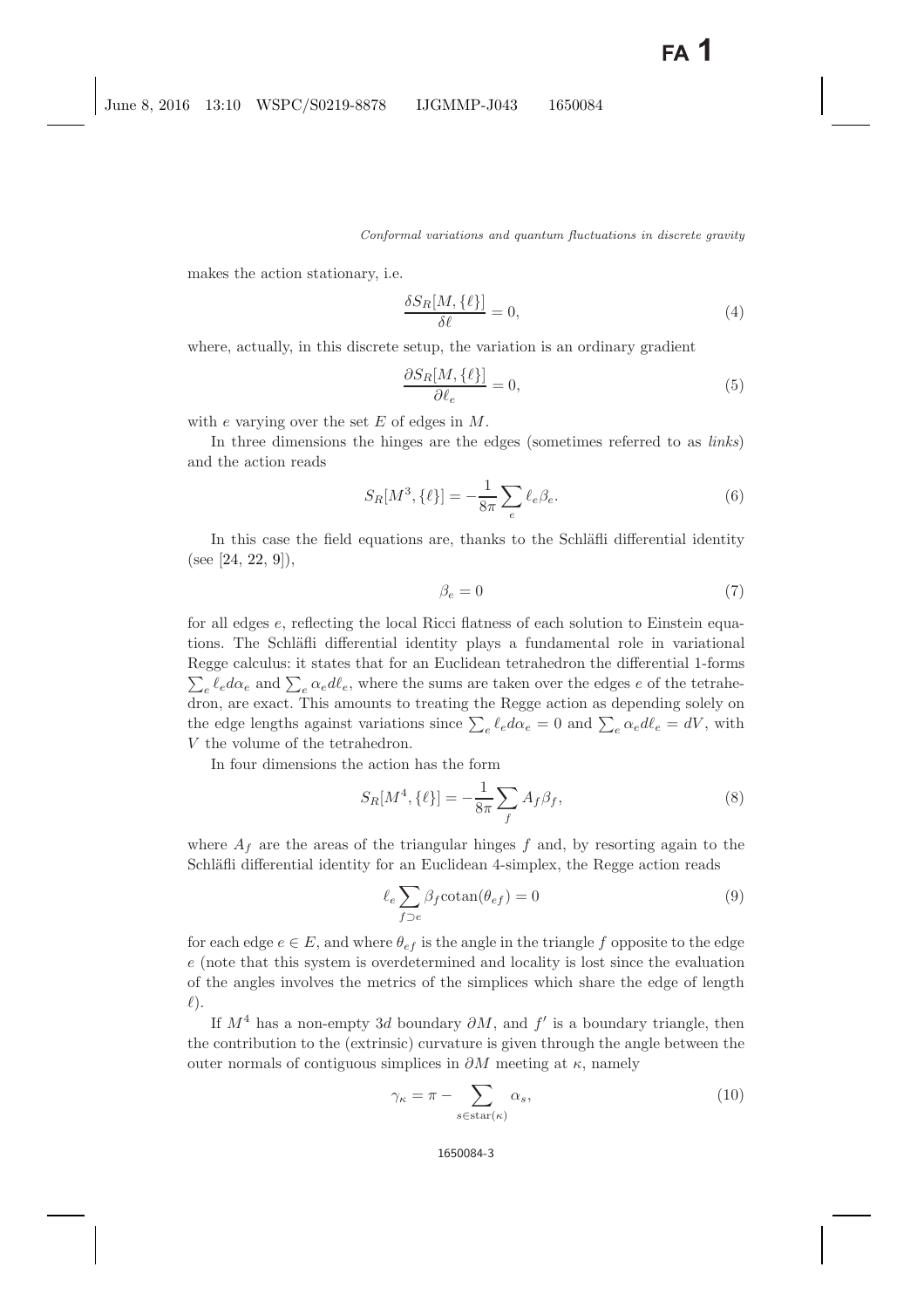makes the action stationary, i.e.

$$\frac{\delta S_R[M, \{\ell\}]}{\delta \ell} = 0, \tag{4}$$

where, actually, in this discrete setup, the variation is an ordinary gradient

$$\frac{\partial S_R[M, \{\ell\}]}{\partial \ell_e} = 0, \tag{5}$$

with $e$ varying over the set $E$ of edges in $M$.

In three dimensions the hinges are the edges (sometimes referred to as *links*) and the action reads

$$S_R[M^3, \{\ell\}] = -\frac{1}{8\pi} \sum_e \ell_e \beta_e. \tag{6}$$

In this case the field equations are, thanks to the Schläfli differential identity (see [24, 22, 9]),

$$\beta_e = 0 \tag{7}$$

for all edges $e$, reflecting the local Ricci flatness of each solution to Einstein equations. The Schläfli differential identity plays a fundamental role in variational Regge calculus: it states that for an Euclidean tetrahedron the differential 1-forms $\sum_e \ell_e d\alpha_e$ and $\sum_e \alpha_e d\ell_e$, where the sums are taken over the edges $e$ of the tetrahedron, are exact. This amounts to treating the Regge action as depending solely on the edge lengths against variations since $\sum_e \ell_e d\alpha_e = 0$ and $\sum_e \alpha_e d\ell_e = dV$, with $V$ the volume of the tetrahedron.

In four dimensions the action has the form

$$S_R[M^4, \{\ell\}] = -\frac{1}{8\pi} \sum_f A_f \beta_f, \tag{8}$$

where $A_f$ are the areas of the triangular hinges $f$ and, by resorting again to the Schläfli differential identity for an Euclidean 4-simplex, the Regge action reads

$$\ell_e \sum_{f \supset e} \beta_f \mathrm{cotan}(\theta_{ef}) = 0 \tag{9}$$

for each edge $e \in E$, and where $\theta_{ef}$ is the angle in the triangle $f$ opposite to the edge $e$ (note that this system is overdetermined and locality is lost since the evaluation of the angles involves the metrics of the simplices which share the edge of length $\ell$).

If $M^4$ has a non-empty $3d$ boundary $\partial M$, and $f'$ is a boundary triangle, then the contribution to the (extrinsic) curvature is given through the angle between the outer normals of contiguous simplices in $\partial M$ meeting at $\kappa$, namely

$$\gamma_\kappa = \pi - \sum_{s \in \mathrm{star}(\kappa)} \alpha_s, \tag{10}$$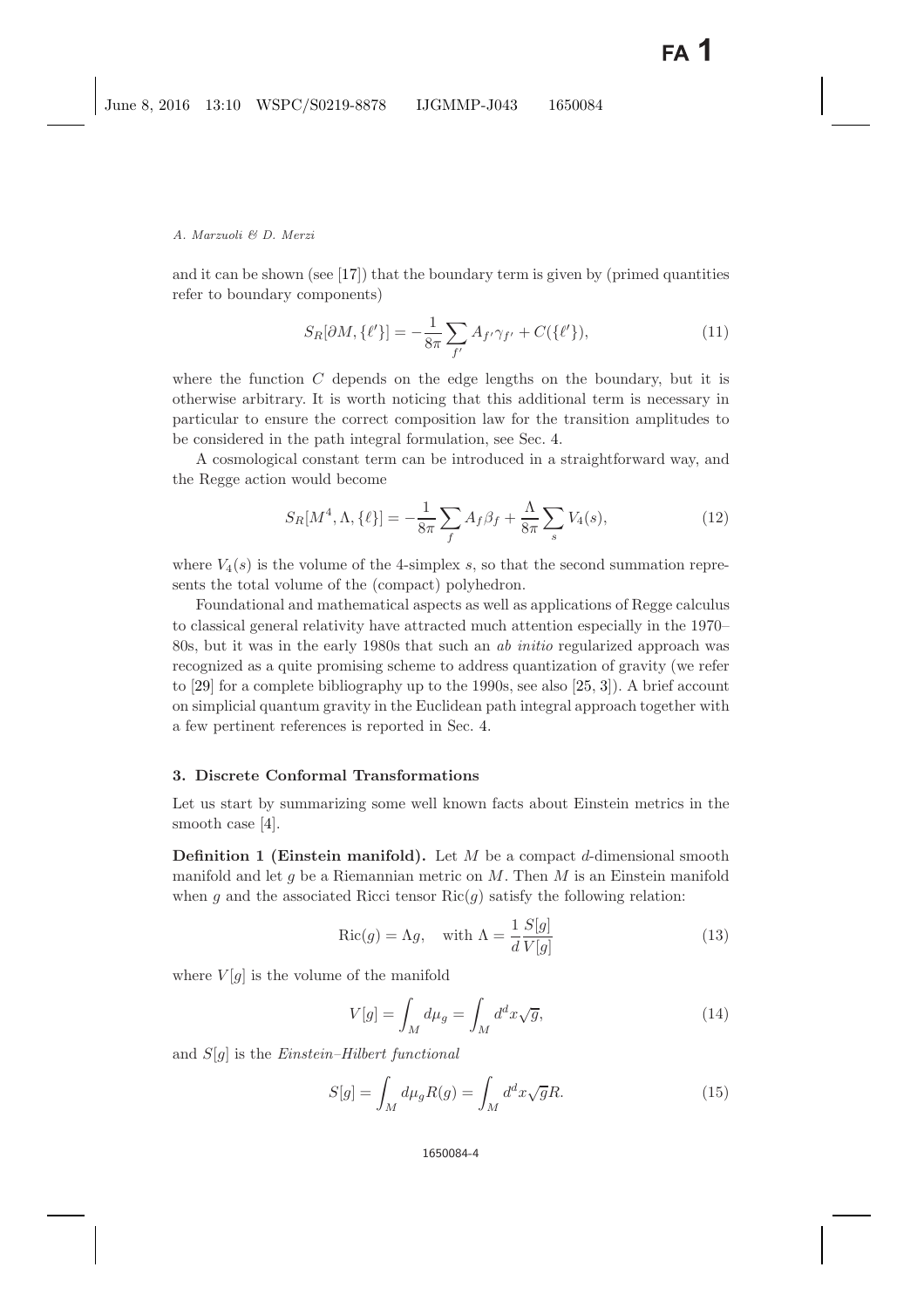and it can be shown (see [17]) that the boundary term is given by (primed quantities refer to boundary components)

$$S_R[\partial M, \{\ell'\}] = -\frac{1}{8\pi}\sum_{f'} A_{f'}\gamma_{f'} + C(\{\ell'\}), \tag{11}$$

where the function $C$ depends on the edge lengths on the boundary, but it is otherwise arbitrary. It is worth noticing that this additional term is necessary in particular to ensure the correct composition law for the transition amplitudes to be considered in the path integral formulation, see Sec. 4.

A cosmological constant term can be introduced in a straightforward way, and the Regge action would become

$$S_R[M^4, \Lambda, \{\ell\}] = -\frac{1}{8\pi}\sum_{f} A_{f}\beta_{f} + \frac{\Lambda}{8\pi}\sum_{s} V_4(s), \tag{12}$$

where $V_4(s)$ is the volume of the 4-simplex $s$, so that the second summation represents the total volume of the (compact) polyhedron.

Foundational and mathematical aspects as well as applications of Regge calculus to classical general relativity have attracted much attention especially in the 1970–80s, but it was in the early 1980s that such an *ab initio* regularized approach was recognized as a quite promising scheme to address quantization of gravity (we refer to [29] for a complete bibliography up to the 1990s, see also [25, 3]). A brief account on simplicial quantum gravity in the Euclidean path integral approach together with a few pertinent references is reported in Sec. 4.

## 3. Discrete Conformal Transformations

Let us start by summarizing some well known facts about Einstein metrics in the smooth case [4].

**Definition 1 (Einstein manifold).** Let $M$ be a compact $d$-dimensional smooth manifold and let $g$ be a Riemannian metric on $M$. Then $M$ is an Einstein manifold when $g$ and the associated Ricci tensor $\mathrm{Ric}(g)$ satisfy the following relation:

$$\mathrm{Ric}(g) = \Lambda g, \quad \text{with } \Lambda = \frac{1}{d}\frac{S[g]}{V[g]} \tag{13}$$

where $V[g]$ is the volume of the manifold

$$V[g] = \int_M d\mu_g = \int_M d^dx\sqrt{g}, \tag{14}$$

and $S[g]$ is the *Einstein–Hilbert functional*

$$S[g] = \int_M d\mu_g R(g) = \int_M d^dx\sqrt{g}R. \tag{15}$$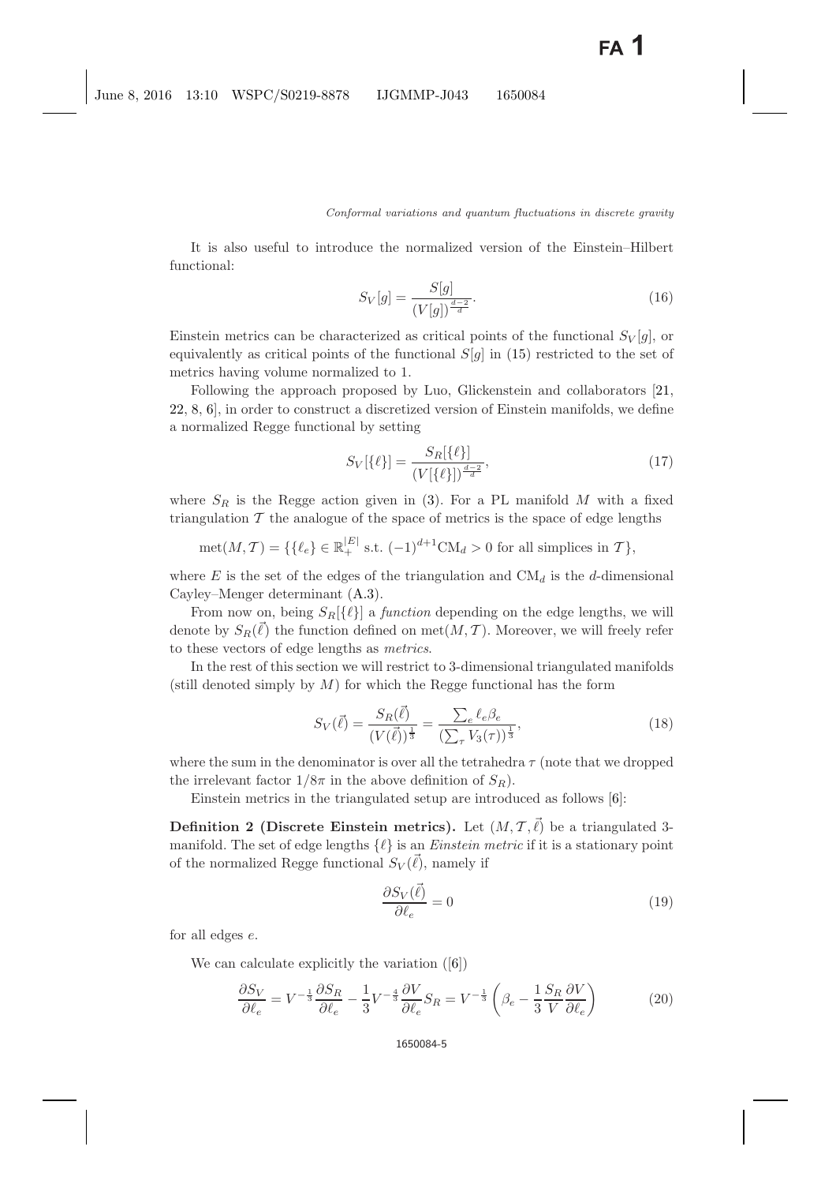It is also useful to introduce the normalized version of the Einstein–Hilbert functional:

$$S_V[g] = \frac{S[g]}{(V[g])^{\frac{d-2}{d}}}. \tag{16}$$

Einstein metrics can be characterized as critical points of the functional $S_V[g]$, or equivalently as critical points of the functional $S[g]$ in (15) restricted to the set of metrics having volume normalized to 1.

Following the approach proposed by Luo, Glickenstein and collaborators [21, 22, 8, 6], in order to construct a discretized version of Einstein manifolds, we define a normalized Regge functional by setting

$$S_V[\{\ell\}] = \frac{S_R[\{\ell\}]}{(V[\{\ell\}])^{\frac{d-2}{d}}}, \tag{17}$$

where $S_R$ is the Regge action given in (3). For a PL manifold $M$ with a fixed triangulation $\mathcal{T}$ the analogue of the space of metrics is the space of edge lengths

$$\text{met}(M, \mathcal{T}) = \{\{\ell_e\} \in \mathbb{R}_+^{|E|} \text{ s.t. } (-1)^{d+1}\text{CM}_d > 0 \text{ for all simplices in } \mathcal{T}\},$$

where $E$ is the set of the edges of the triangulation and $\text{CM}_d$ is the $d$-dimensional Cayley–Menger determinant (A.3).

From now on, being $S_R[\{\ell\}]$ a *function* depending on the edge lengths, we will denote by $S_R(\vec{\ell})$ the function defined on $\text{met}(M, \mathcal{T})$. Moreover, we will freely refer to these vectors of edge lengths as *metrics*.

In the rest of this section we will restrict to 3-dimensional triangulated manifolds (still denoted simply by $M$) for which the Regge functional has the form

$$S_V(\vec{\ell}) = \frac{S_R(\vec{\ell})}{(V(\vec{\ell}))^{\frac{1}{3}}} = \frac{\sum_e \ell_e \beta_e}{(\sum_\tau V_3(\tau))^{\frac{1}{3}}}, \tag{18}$$

where the sum in the denominator is over all the tetrahedra $\tau$ (note that we dropped the irrelevant factor $1/8\pi$ in the above definition of $S_R$).

Einstein metrics in the triangulated setup are introduced as follows [6]:

**Definition 2 (Discrete Einstein metrics).** Let $(M, \mathcal{T}, \vec{\ell})$ be a triangulated 3-manifold. The set of edge lengths $\{\ell\}$ is an *Einstein metric* if it is a stationary point of the normalized Regge functional $S_V(\vec{\ell})$, namely if

$$\frac{\partial S_V(\vec{\ell})}{\partial \ell_e} = 0 \tag{19}$$

for all edges $e$.

We can calculate explicitly the variation ([6])

$$\frac{\partial S_V}{\partial \ell_e} = V^{-\frac{1}{3}} \frac{\partial S_R}{\partial \ell_e} - \frac{1}{3} V^{-\frac{4}{3}} \frac{\partial V}{\partial \ell_e} S_R = V^{-\frac{1}{3}} \left( \beta_e - \frac{1}{3} \frac{S_R}{V} \frac{\partial V}{\partial \ell_e} \right) \tag{20}$$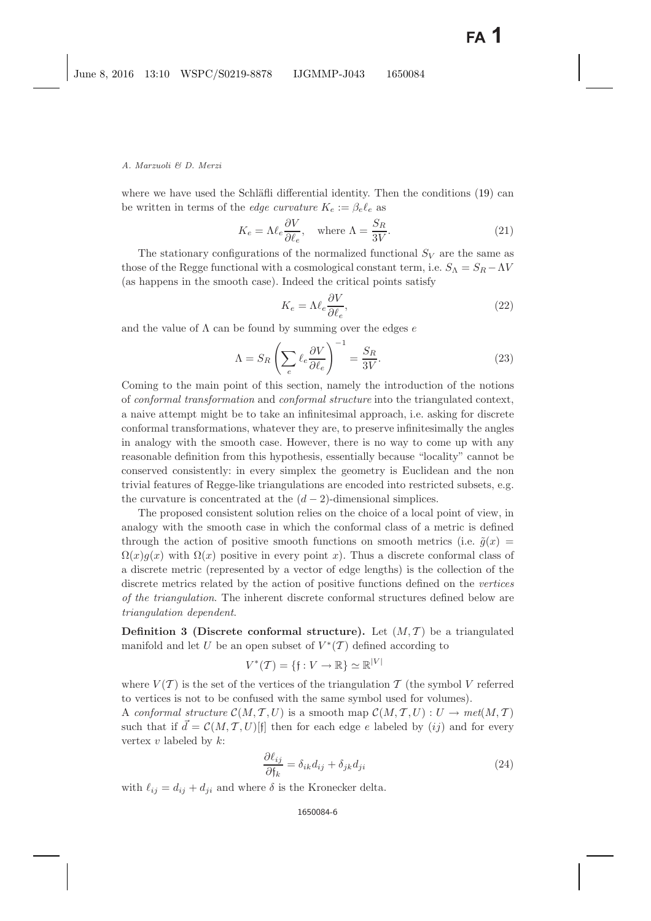where we have used the Schläfli differential identity. Then the conditions (19) can be written in terms of the *edge curvature* $K_e := \beta_e \ell_e$ as

$$K_e = \Lambda \ell_e \frac{\partial V}{\partial \ell_e}, \quad \text{where } \Lambda = \frac{S_R}{3V}. \tag{21}$$

The stationary configurations of the normalized functional $S_V$ are the same as those of the Regge functional with a cosmological constant term, i.e. $S_\Lambda = S_R - \Lambda V$ (as happens in the smooth case). Indeed the critical points satisfy

$$K_e = \Lambda \ell_e \frac{\partial V}{\partial \ell_e}, \tag{22}$$

and the value of $\Lambda$ can be found by summing over the edges $e$

$$\Lambda = S_R \left( \sum_e \ell_e \frac{\partial V}{\partial \ell_e} \right)^{-1} = \frac{S_R}{3V}. \tag{23}$$

Coming to the main point of this section, namely the introduction of the notions of *conformal transformation* and *conformal structure* into the triangulated context, a naive attempt might be to take an infinitesimal approach, i.e. asking for discrete conformal transformations, whatever they are, to preserve infinitesimally the angles in analogy with the smooth case. However, there is no way to come up with any reasonable definition from this hypothesis, essentially because "locality" cannot be conserved consistently: in every simplex the geometry is Euclidean and the non trivial features of Regge-like triangulations are encoded into restricted subsets, e.g. the curvature is concentrated at the $(d-2)$-dimensional simplices.

The proposed consistent solution relies on the choice of a local point of view, in analogy with the smooth case in which the conformal class of a metric is defined through the action of positive smooth functions on smooth metrics (i.e. $\tilde{g}(x) = \Omega(x)g(x)$ with $\Omega(x)$ positive in every point $x$). Thus a discrete conformal class of a discrete metric (represented by a vector of edge lengths) is the collection of the discrete metrics related by the action of positive functions defined on the *vertices of the triangulation*. The inherent discrete conformal structures defined below are *triangulation dependent*.

**Definition 3 (Discrete conformal structure).** Let $(M, \mathcal{T})$ be a triangulated manifold and let $U$ be an open subset of $V^*(\mathcal{T})$ defined according to

$$V^*(\mathcal{T}) = \{\mathfrak{f} : V \to \mathbb{R}\} \simeq \mathbb{R}^{|V|}$$

where $V(\mathcal{T})$ is the set of the vertices of the triangulation $\mathcal{T}$ (the symbol $V$ referred to vertices is not to be confused with the same symbol used for volumes).
A *conformal structure* $\mathcal{C}(M, \mathcal{T}, U)$ is a smooth map $\mathcal{C}(M, \mathcal{T}, U) : U \to met(M, \mathcal{T})$ such that if $\vec{d} = \mathcal{C}(M, \mathcal{T}, U)[\mathfrak{f}]$ then for each edge $e$ labeled by $(ij)$ and for every vertex $v$ labeled by $k$:

$$\frac{\partial \ell_{ij}}{\partial \mathfrak{f}_k} = \delta_{ik} d_{ij} + \delta_{jk} d_{ji} \tag{24}$$

with $\ell_{ij} = d_{ij} + d_{ji}$ and where $\delta$ is the Kronecker delta.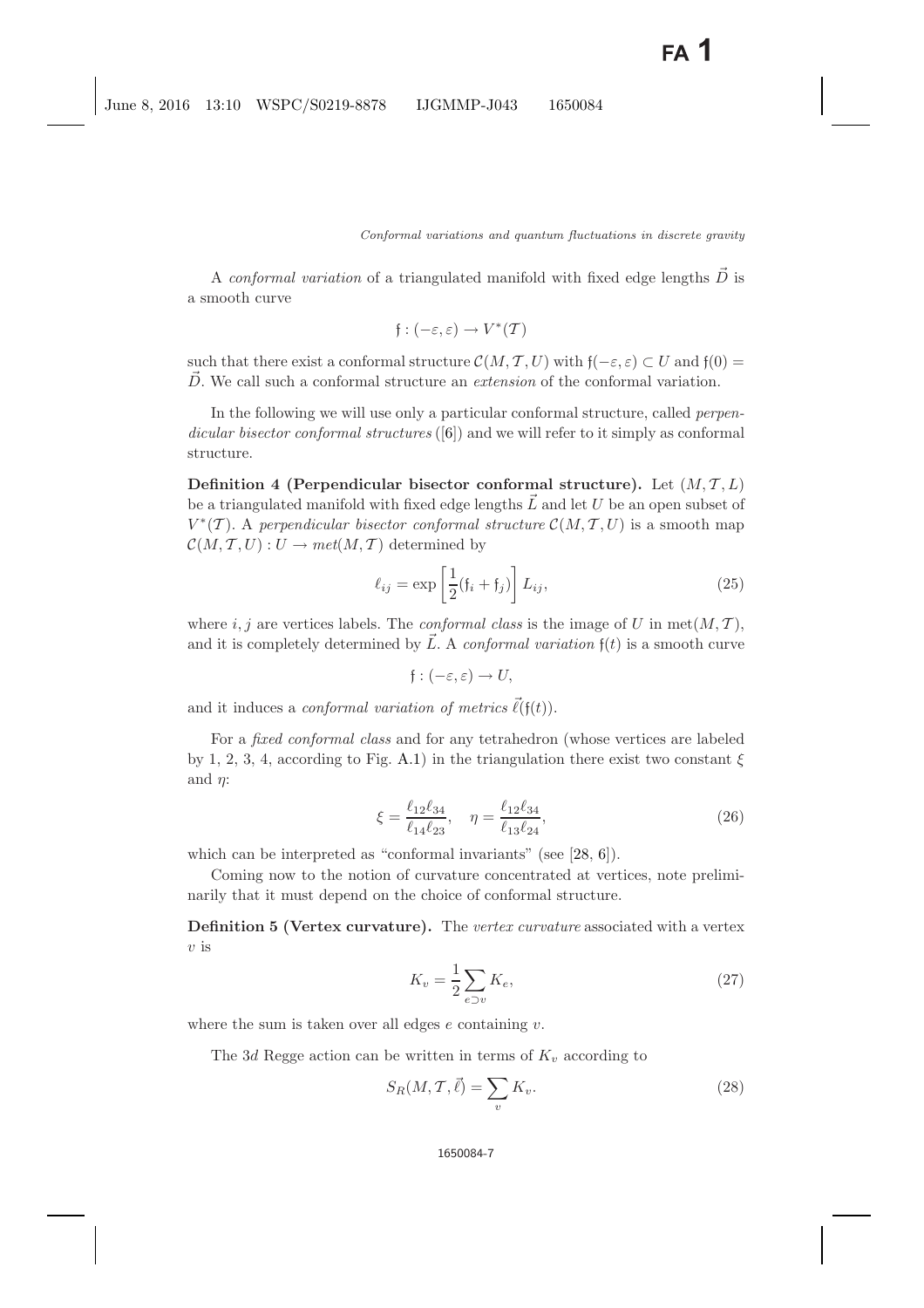A *conformal variation* of a triangulated manifold with fixed edge lengths $\vec{D}$ is a smooth curve

$$\mathfrak{f} : (-\varepsilon, \varepsilon) \to V^*(\mathcal{T})$$

such that there exist a conformal structure $\mathcal{C}(M, \mathcal{T}, U)$ with $\mathfrak{f}(-\varepsilon, \varepsilon) \subset U$ and $\mathfrak{f}(0) = \vec{D}$. We call such a conformal structure an *extension* of the conformal variation.

In the following we will use only a particular conformal structure, called *perpendicular bisector conformal structures* ([6]) and we will refer to it simply as conformal structure.

**Definition 4 (Perpendicular bisector conformal structure).** Let $(M, \mathcal{T}, L)$ be a triangulated manifold with fixed edge lengths $\vec{L}$ and let $U$ be an open subset of $V^*(\mathcal{T})$. A *perpendicular bisector conformal structure* $\mathcal{C}(M, \mathcal{T}, U)$ is a smooth map $\mathcal{C}(M, \mathcal{T}, U) : U \to met(M, \mathcal{T})$ determined by

$$\ell_{ij} = \exp\left[\frac{1}{2}(\mathfrak{f}_i + \mathfrak{f}_j)\right] L_{ij}, \tag{25}$$

where $i, j$ are vertices labels. The *conformal class* is the image of $U$ in $\mathrm{met}(M, \mathcal{T})$, and it is completely determined by $\vec{L}$. A *conformal variation* $\mathfrak{f}(t)$ is a smooth curve

$$\mathfrak{f} : (-\varepsilon, \varepsilon) \to U,$$

and it induces a *conformal variation of metrics* $\vec{\ell}(\mathfrak{f}(t))$.

For a *fixed conformal class* and for any tetrahedron (whose vertices are labeled by 1, 2, 3, 4, according to Fig. A.1) in the triangulation there exist two constant $\xi$ and $\eta$:

$$\xi = \frac{\ell_{12}\ell_{34}}{\ell_{14}\ell_{23}}, \quad \eta = \frac{\ell_{12}\ell_{34}}{\ell_{13}\ell_{24}}, \tag{26}$$

which can be interpreted as "conformal invariants" (see [28, 6]).

Coming now to the notion of curvature concentrated at vertices, note preliminarily that it must depend on the choice of conformal structure.

**Definition 5 (Vertex curvature).** The *vertex curvature* associated with a vertex $v$ is

$$K_v = \frac{1}{2}\sum_{e \supset v} K_e, \tag{27}$$

where the sum is taken over all edges $e$ containing $v$.

The 3$d$ Regge action can be written in terms of $K_v$ according to

$$S_R(M, \mathcal{T}, \vec{\ell}) = \sum_v K_v. \tag{28}$$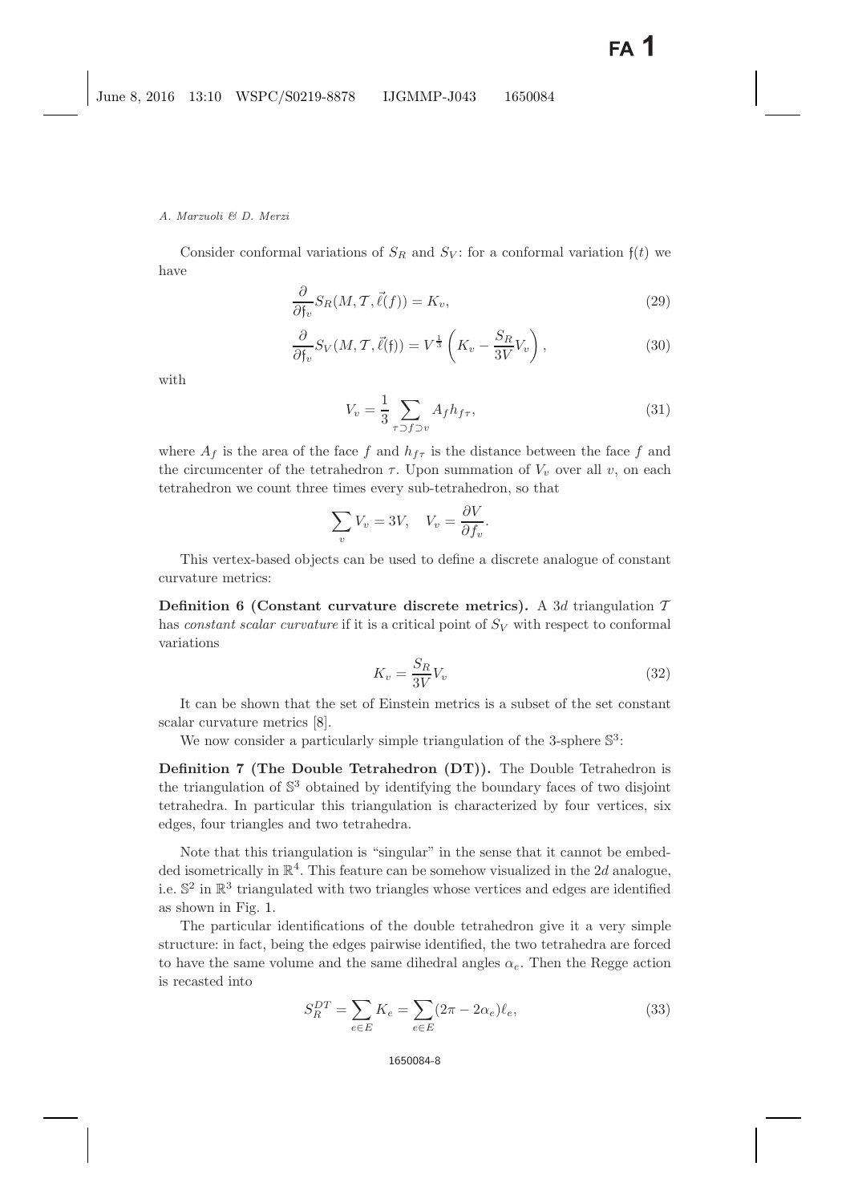Consider conformal variations of $S_R$ and $S_V$: for a conformal variation $\mathfrak{f}(t)$ we have

$$\frac{\partial}{\partial \mathfrak{f}_v} S_R(M, \mathcal{T}, \vec{\ell}(f)) = K_v, \tag{29}$$

$$\frac{\partial}{\partial \mathfrak{f}_v} S_V(M, \mathcal{T}, \vec{\ell}(\mathfrak{f})) = V^{\frac{1}{3}} \left( K_v - \frac{S_R}{3V} V_v \right), \tag{30}$$

with

$$V_v = \frac{1}{3} \sum_{\tau \supset f \supset v} A_f h_{f\tau}, \tag{31}$$

where $A_f$ is the area of the face $f$ and $h_{f\tau}$ is the distance between the face $f$ and the circumcenter of the tetrahedron $\tau$. Upon summation of $V_v$ over all $v$, on each tetrahedron we count three times every sub-tetrahedron, so that

$$\sum_v V_v = 3V, \quad V_v = \frac{\partial V}{\partial f_v}.$$

This vertex-based objects can be used to define a discrete analogue of constant curvature metrics:

**Definition 6 (Constant curvature discrete metrics).** A $3d$ triangulation $\mathcal{T}$ has *constant scalar curvature* if it is a critical point of $S_V$ with respect to conformal variations

$$K_v = \frac{S_R}{3V} V_v \tag{32}$$

It can be shown that the set of Einstein metrics is a subset of the set constant scalar curvature metrics [8].

We now consider a particularly simple triangulation of the 3-sphere $\mathbb{S}^3$:

**Definition 7 (The Double Tetrahedron (DT)).** The Double Tetrahedron is the triangulation of $\mathbb{S}^3$ obtained by identifying the boundary faces of two disjoint tetrahedra. In particular this triangulation is characterized by four vertices, six edges, four triangles and two tetrahedra.

Note that this triangulation is "singular" in the sense that it cannot be embedded isometrically in $\mathbb{R}^4$. This feature can be somehow visualized in the $2d$ analogue, i.e. $\mathbb{S}^2$ in $\mathbb{R}^3$ triangulated with two triangles whose vertices and edges are identified as shown in Fig. 1.

The particular identifications of the double tetrahedron give it a very simple structure: in fact, being the edges pairwise identified, the two tetrahedra are forced to have the same volume and the same dihedral angles $\alpha_e$. Then the Regge action is recasted into

$$S_R^{DT} = \sum_{e \in E} K_e = \sum_{e \in E} (2\pi - 2\alpha_e)\ell_e, \tag{33}$$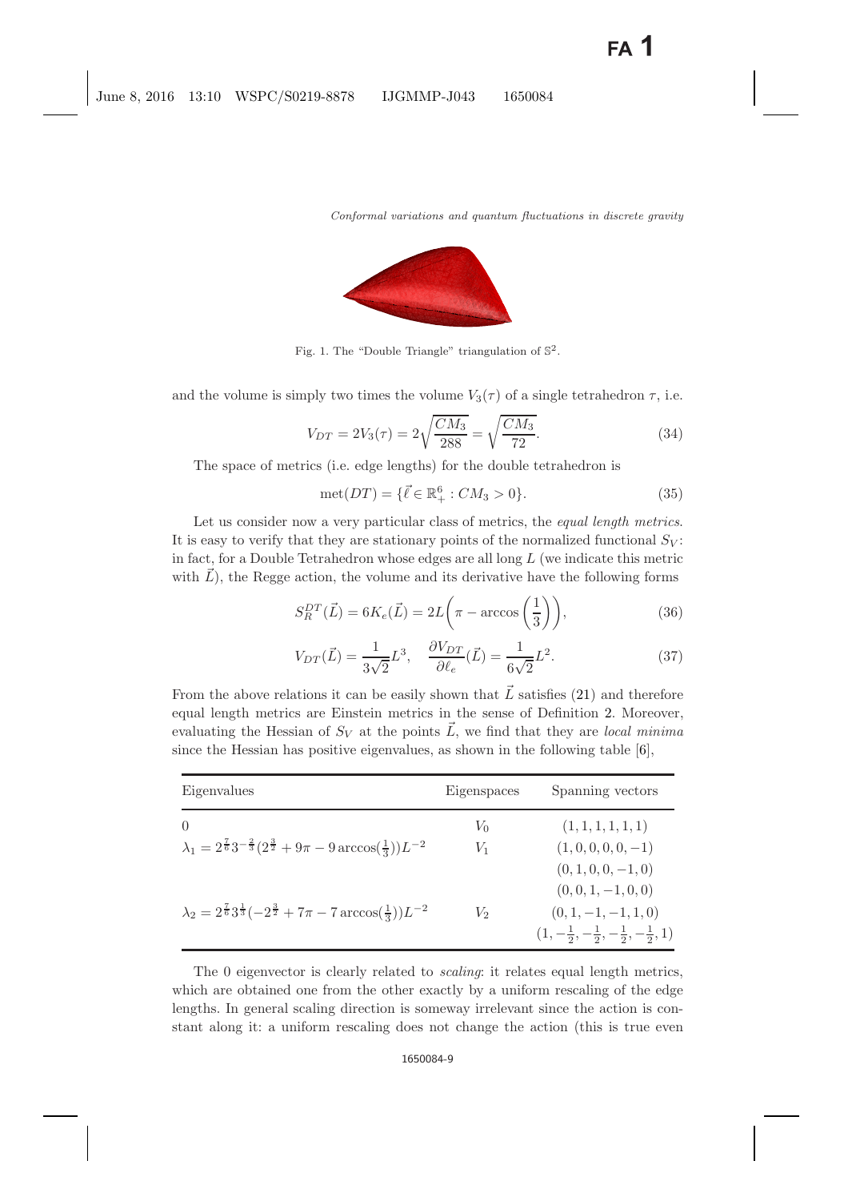Fig. 1. The "Double Triangle" triangulation of $\mathbb{S}^2$.

and the volume is simply two times the volume $V_3(\tau)$ of a single tetrahedron $\tau$, i.e.

$$V_{DT} = 2V_3(\tau) = 2\sqrt{\frac{CM_3}{288}} = \sqrt{\frac{CM_3}{72}}. \tag{34}$$

The space of metrics (i.e. edge lengths) for the double tetrahedron is

$$\mathrm{met}(DT) = \{\vec{\ell} \in \mathbb{R}^6_+ : CM_3 > 0\}. \tag{35}$$

Let us consider now a very particular class of metrics, the *equal length metrics*. It is easy to verify that they are stationary points of the normalized functional $S_V$: in fact, for a Double Tetrahedron whose edges are all long $L$ (we indicate this metric with $\vec{L}$), the Regge action, the volume and its derivative have the following forms

$$S_R^{DT}(\vec{L}) = 6K_e(\vec{L}) = 2L\left(\pi - \arccos\left(\frac{1}{3}\right)\right), \tag{36}$$

$$V_{DT}(\vec{L}) = \frac{1}{3\sqrt{2}}L^3, \quad \frac{\partial V_{DT}}{\partial \ell_e}(\vec{L}) = \frac{1}{6\sqrt{2}}L^2. \tag{37}$$

From the above relations it can be easily shown that $\vec{L}$ satisfies (21) and therefore equal length metrics are Einstein metrics in the sense of Definition 2. Moreover, evaluating the Hessian of $S_V$ at the points $\vec{L}$, we find that they are *local minima* since the Hessian has positive eigenvalues, as shown in the following table [6],

| Eigenvalues | Eigenspaces | Spanning vectors |
|---|---|---|
| $0$ | $V_0$ | $(1, 1, 1, 1, 1, 1)$ |
| $\lambda_1 = 2^{\frac{7}{6}} 3^{-\frac{2}{3}} (2^{\frac{3}{2}} + 9\pi - 9\arccos(\frac{1}{3}))L^{-2}$ | $V_1$ | $(1, 0, 0, 0, 0, -1)$ |
| | | $(0, 1, 0, 0, -1, 0)$ |
| | | $(0, 0, 1, -1, 0, 0)$ |
| $\lambda_2 = 2^{\frac{7}{6}} 3^{\frac{1}{3}} (-2^{\frac{3}{2}} + 7\pi - 7\arccos(\frac{1}{3}))L^{-2}$ | $V_2$ | $(0, 1, -1, -1, 1, 0)$ |
| | | $(1, -\frac{1}{2}, -\frac{1}{2}, -\frac{1}{2}, -\frac{1}{2}, 1)$ |

The 0 eigenvector is clearly related to *scaling*: it relates equal length metrics, which are obtained one from the other exactly by a uniform rescaling of the edge lengths. In general scaling direction is someway irrelevant since the action is constant along it: a uniform rescaling does not change the action (this is true even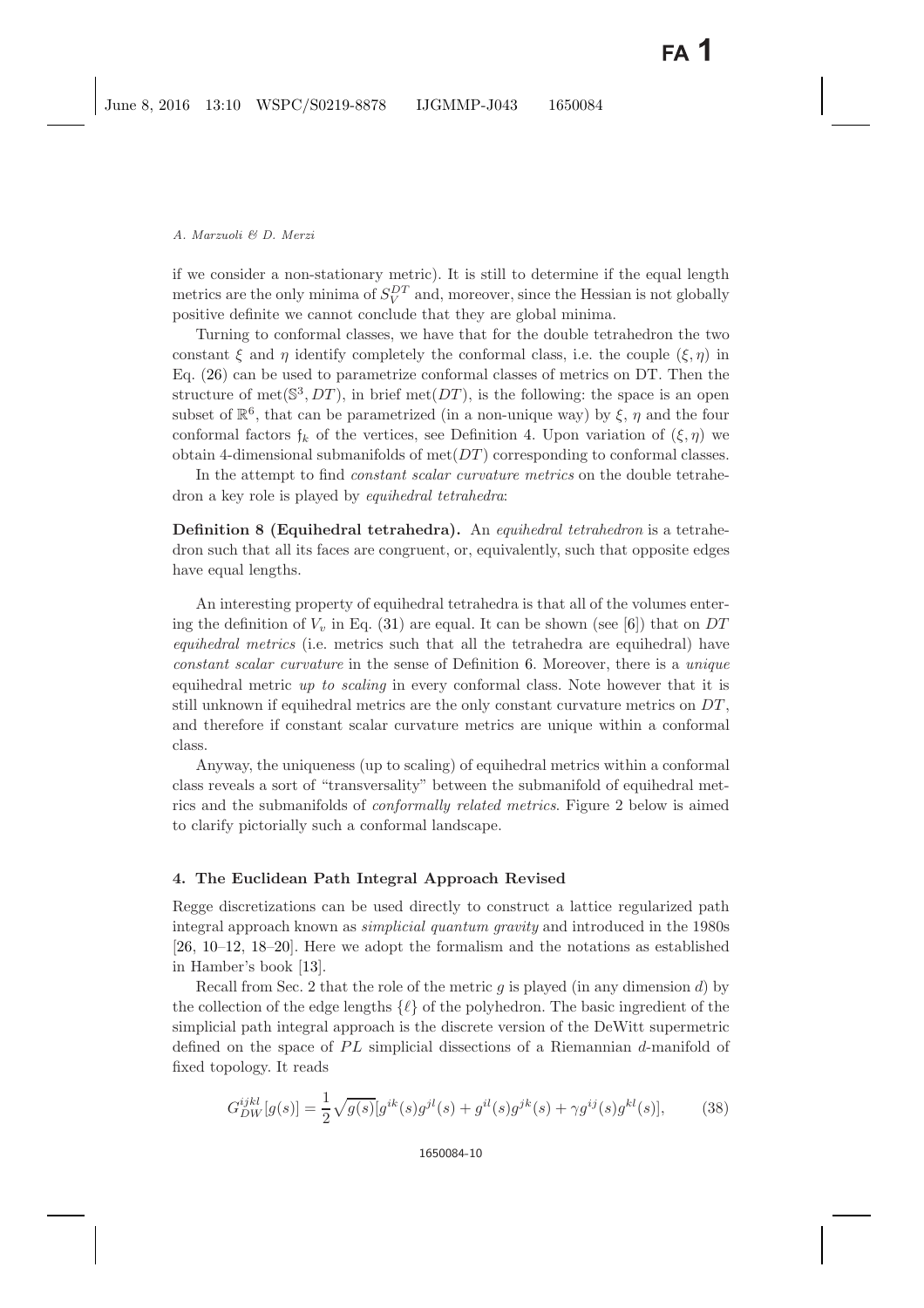if we consider a non-stationary metric). It is still to determine if the equal length metrics are the only minima of $S_V^{DT}$ and, moreover, since the Hessian is not globally positive definite we cannot conclude that they are global minima.

Turning to conformal classes, we have that for the double tetrahedron the two constant $\xi$ and $\eta$ identify completely the conformal class, i.e. the couple $(\xi, \eta)$ in Eq. (26) can be used to parametrize conformal classes of metrics on DT. Then the structure of $\mathrm{met}(\mathbb{S}^3, DT)$, in brief $\mathrm{met}(DT)$, is the following: the space is an open subset of $\mathbb{R}^6$, that can be parametrized (in a non-unique way) by $\xi$, $\eta$ and the four conformal factors $\mathfrak{f}_k$ of the vertices, see Definition 4. Upon variation of $(\xi, \eta)$ we obtain 4-dimensional submanifolds of $\mathrm{met}(DT)$ corresponding to conformal classes.

In the attempt to find *constant scalar curvature metrics* on the double tetrahedron a key role is played by *equihedral tetrahedra*:

**Definition 8 (Equihedral tetrahedra).** An *equihedral tetrahedron* is a tetrahedron such that all its faces are congruent, or, equivalently, such that opposite edges have equal lengths.

An interesting property of equihedral tetrahedra is that all of the volumes entering the definition of $V_v$ in Eq. (31) are equal. It can be shown (see [6]) that on $DT$ *equihedral metrics* (i.e. metrics such that all the tetrahedra are equihedral) have *constant scalar curvature* in the sense of Definition 6. Moreover, there is a *unique* equihedral metric *up to scaling* in every conformal class. Note however that it is still unknown if equihedral metrics are the only constant curvature metrics on $DT$, and therefore if constant scalar curvature metrics are unique within a conformal class.

Anyway, the uniqueness (up to scaling) of equihedral metrics within a conformal class reveals a sort of "transversality" between the submanifold of equihedral metrics and the submanifolds of *conformally related metrics*. Figure 2 below is aimed to clarify pictorially such a conformal landscape.

## 4. The Euclidean Path Integral Approach Revised

Regge discretizations can be used directly to construct a lattice regularized path integral approach known as *simplicial quantum gravity* and introduced in the 1980s [26, 10–12, 18–20]. Here we adopt the formalism and the notations as established in Hamber's book [13].

Recall from Sec. 2 that the role of the metric $g$ is played (in any dimension $d$) by the collection of the edge lengths $\{\ell\}$ of the polyhedron. The basic ingredient of the simplicial path integral approach is the discrete version of the DeWitt supermetric defined on the space of $PL$ simplicial dissections of a Riemannian $d$-manifold of fixed topology. It reads

$$G_{DW}^{ijkl}[g(s)] = \frac{1}{2}\sqrt{g(s)}[g^{ik}(s)g^{jl}(s) + g^{il}(s)g^{jk}(s) + \gamma g^{ij}(s)g^{kl}(s)], \tag{38}$$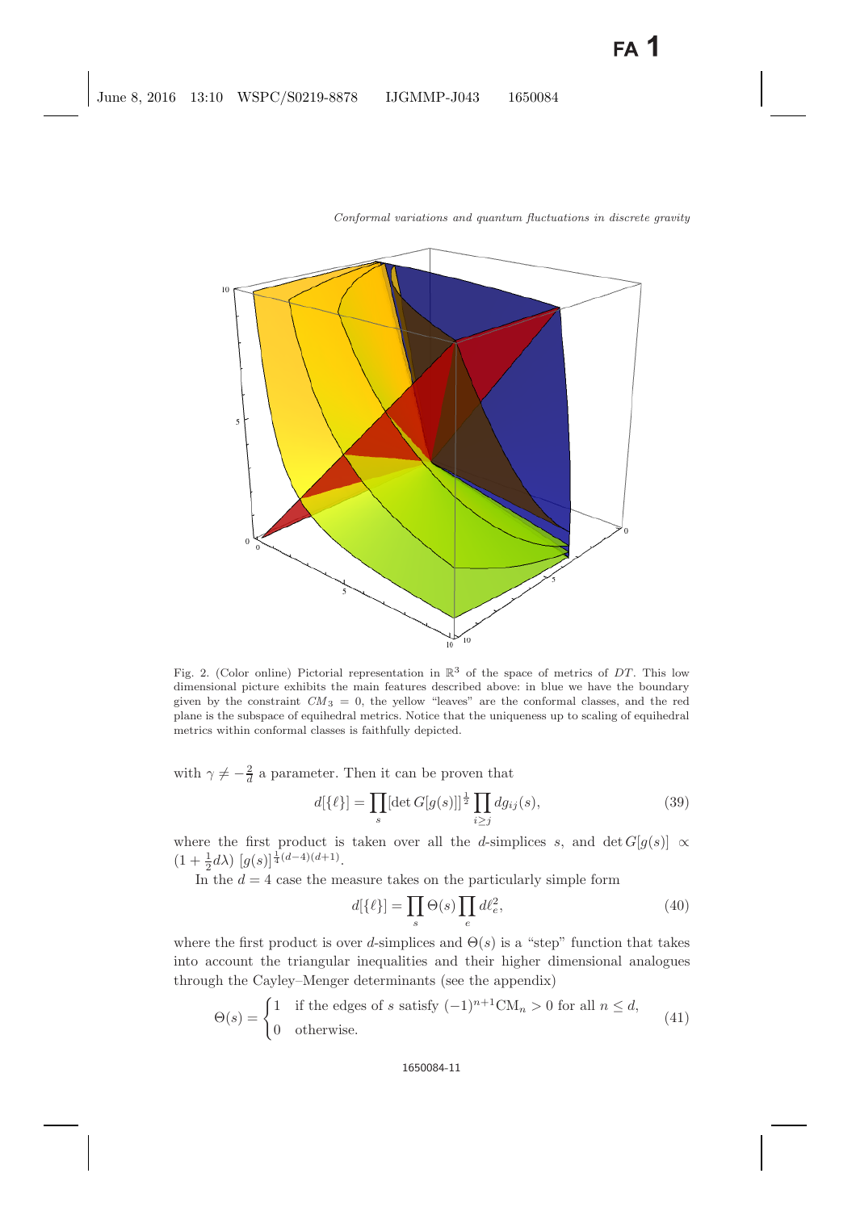Fig. 2. (Color online) Pictorial representation in $\mathbb{R}^3$ of the space of metrics of $DT$. This low dimensional picture exhibits the main features described above: in blue we have the boundary given by the constraint $CM_3 = 0$, the yellow "leaves" are the conformal classes, and the red plane is the subspace of equihedral metrics. Notice that the uniqueness up to scaling of equihedral metrics within conformal classes is faithfully depicted.

with $\gamma \neq -\frac{2}{d}$ a parameter. Then it can be proven that

$$d[\{\ell\}] = \prod_s [\det G[g(s)]]^{\frac{1}{2}} \prod_{i \geq j} dg_{ij}(s), \tag{39}$$

where the first product is taken over all the $d$-simplices $s$, and $\det G[g(s)] \propto (1 + \frac{1}{2}d\lambda)\ [g(s)]^{\frac{1}{4}(d-4)(d+1)}$.

In the $d = 4$ case the measure takes on the particularly simple form

$$d[\{\ell\}] = \prod_s \Theta(s) \prod_e d\ell_e^2, \tag{40}$$

where the first product is over $d$-simplices and $\Theta(s)$ is a "step" function that takes into account the triangular inequalities and their higher dimensional analogues through the Cayley–Menger determinants (see the appendix)

$$\Theta(s) = \begin{cases} 1 & \text{if the edges of } s \text{ satisfy } (-1)^{n+1}\mathrm{CM}_n > 0 \text{ for all } n \leq d, \\ 0 & \text{otherwise.} \end{cases} \tag{41}$$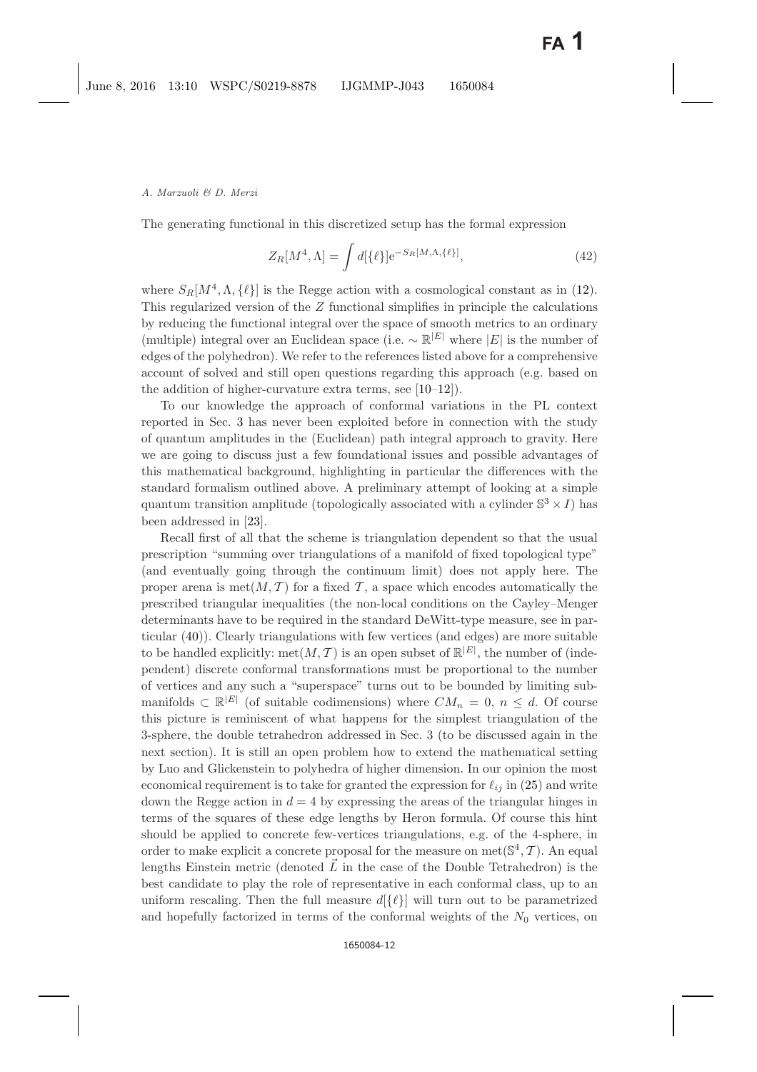The generating functional in this discretized setup has the formal expression

$$Z_R[M^4, \Lambda] = \int d[\{\ell\}] \mathrm{e}^{-S_R[M, \Lambda, \{\ell\}]}, \tag{42}$$

where $S_R[M^4, \Lambda, \{\ell\}]$ is the Regge action with a cosmological constant as in (12). This regularized version of the $Z$ functional simplifies in principle the calculations by reducing the functional integral over the space of smooth metrics to an ordinary (multiple) integral over an Euclidean space (i.e. $\sim \mathbb{R}^{|E|}$ where $|E|$ is the number of edges of the polyhedron). We refer to the references listed above for a comprehensive account of solved and still open questions regarding this approach (e.g. based on the addition of higher-curvature extra terms, see [10–12]).

To our knowledge the approach of conformal variations in the PL context reported in Sec. 3 has never been exploited before in connection with the study of quantum amplitudes in the (Euclidean) path integral approach to gravity. Here we are going to discuss just a few foundational issues and possible advantages of this mathematical background, highlighting in particular the differences with the standard formalism outlined above. A preliminary attempt of looking at a simple quantum transition amplitude (topologically associated with a cylinder $\mathbb{S}^3 \times I$) has been addressed in [23].

Recall first of all that the scheme is triangulation dependent so that the usual prescription "summing over triangulations of a manifold of fixed topological type" (and eventually going through the continuum limit) does not apply here. The proper arena is $\mathrm{met}(M, \mathcal{T})$ for a fixed $\mathcal{T}$, a space which encodes automatically the prescribed triangular inequalities (the non-local conditions on the Cayley–Menger determinants have to be required in the standard DeWitt-type measure, see in particular (40)). Clearly triangulations with few vertices (and edges) are more suitable to be handled explicitly: $\mathrm{met}(M, \mathcal{T})$ is an open subset of $\mathbb{R}^{|E|}$, the number of (independent) discrete conformal transformations must be proportional to the number of vertices and any such a "superspace" turns out to be bounded by limiting submanifolds $\subset \mathbb{R}^{|E|}$ (of suitable codimensions) where $CM_n = 0$, $n \leq d$. Of course this picture is reminiscent of what happens for the simplest triangulation of the 3-sphere, the double tetrahedron addressed in Sec. 3 (to be discussed again in the next section). It is still an open problem how to extend the mathematical setting by Luo and Glickenstein to polyhedra of higher dimension. In our opinion the most economical requirement is to take for granted the expression for $\ell_{ij}$ in (25) and write down the Regge action in $d = 4$ by expressing the areas of the triangular hinges in terms of the squares of these edge lengths by Heron formula. Of course this hint should be applied to concrete few-vertices triangulations, e.g. of the 4-sphere, in order to make explicit a concrete proposal for the measure on $\mathrm{met}(\mathbb{S}^4, \mathcal{T})$. An equal lengths Einstein metric (denoted $\vec{L}$ in the case of the Double Tetrahedron) is the best candidate to play the role of representative in each conformal class, up to an uniform rescaling. Then the full measure $d[\{\ell\}]$ will turn out to be parametrized and hopefully factorized in terms of the conformal weights of the $N_0$ vertices, on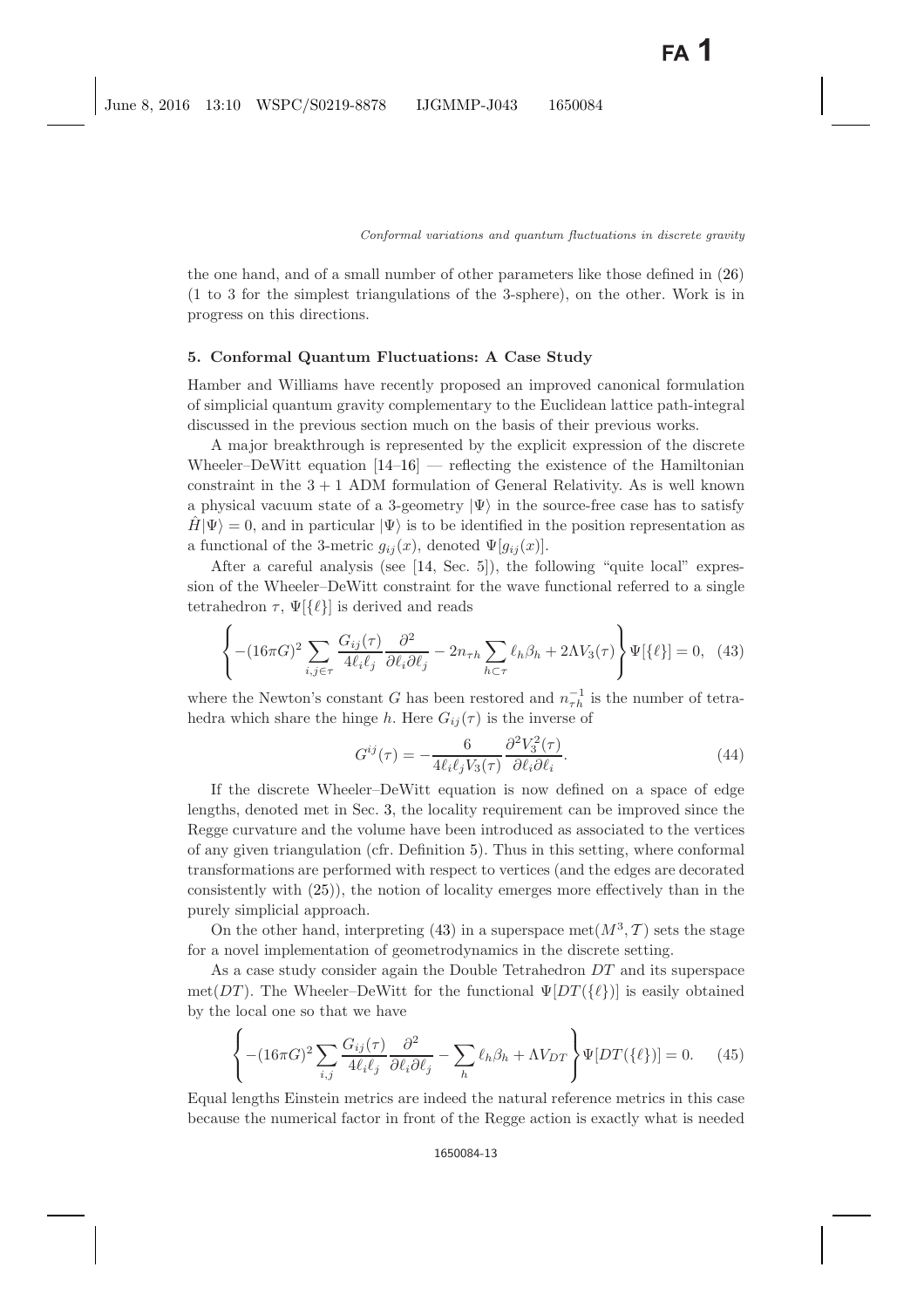the one hand, and of a small number of other parameters like those defined in (26) (1 to 3 for the simplest triangulations of the 3-sphere), on the other. Work is in progress on this directions.

## 5. Conformal Quantum Fluctuations: A Case Study

Hamber and Williams have recently proposed an improved canonical formulation of simplicial quantum gravity complementary to the Euclidean lattice path-integral discussed in the previous section much on the basis of their previous works.

A major breakthrough is represented by the explicit expression of the discrete Wheeler–DeWitt equation [14–16] — reflecting the existence of the Hamiltonian constraint in the $3+1$ ADM formulation of General Relativity. As is well known a physical vacuum state of a 3-geometry $|\Psi\rangle$ in the source-free case has to satisfy $\hat{H}|\Psi\rangle = 0$, and in particular $|\Psi\rangle$ is to be identified in the position representation as a functional of the 3-metric $g_{ij}(x)$, denoted $\Psi[g_{ij}(x)]$.

After a careful analysis (see [14, Sec. 5]), the following "quite local" expression of the Wheeler–DeWitt constraint for the wave functional referred to a single tetrahedron $\tau$, $\Psi[\{\ell\}]$ is derived and reads

$$\left\{ -(16\pi G)^2 \sum_{i,j\in\tau} \frac{G_{ij}(\tau)}{4\ell_i\ell_j} \frac{\partial^2}{\partial\ell_i\partial\ell_j} - 2n_{\tau h}\sum_{h\subset\tau}\ell_h\beta_h + 2\Lambda V_3(\tau) \right\}\Psi[\{\ell\}] = 0, \quad (43)$$

where the Newton's constant $G$ has been restored and $n_{\tau h}^{-1}$ is the number of tetrahedra which share the hinge $h$. Here $G_{ij}(\tau)$ is the inverse of

$$G^{ij}(\tau) = -\frac{6}{4\ell_i\ell_j V_3(\tau)}\frac{\partial^2 V_3^2(\tau)}{\partial\ell_i\partial\ell_i}. \quad (44)$$

If the discrete Wheeler–DeWitt equation is now defined on a space of edge lengths, denoted met in Sec. 3, the locality requirement can be improved since the Regge curvature and the volume have been introduced as associated to the vertices of any given triangulation (cfr. Definition 5). Thus in this setting, where conformal transformations are performed with respect to vertices (and the edges are decorated consistently with (25)), the notion of locality emerges more effectively than in the purely simplicial approach.

On the other hand, interpreting (43) in a superspace $\mathrm{met}(M^3, \mathcal{T})$ sets the stage for a novel implementation of geometrodynamics in the discrete setting.

As a case study consider again the Double Tetrahedron $DT$ and its superspace $\mathrm{met}(DT)$. The Wheeler–DeWitt for the functional $\Psi[DT(\{\ell\})]$ is easily obtained by the local one so that we have

$$\left\{ -(16\pi G)^2 \sum_{i,j} \frac{G_{ij}(\tau)}{4\ell_i\ell_j} \frac{\partial^2}{\partial\ell_i\partial\ell_j} - \sum_h \ell_h\beta_h + \Lambda V_{DT} \right\}\Psi[DT(\{\ell\})] = 0. \quad (45)$$

Equal lengths Einstein metrics are indeed the natural reference metrics in this case because the numerical factor in front of the Regge action is exactly what is needed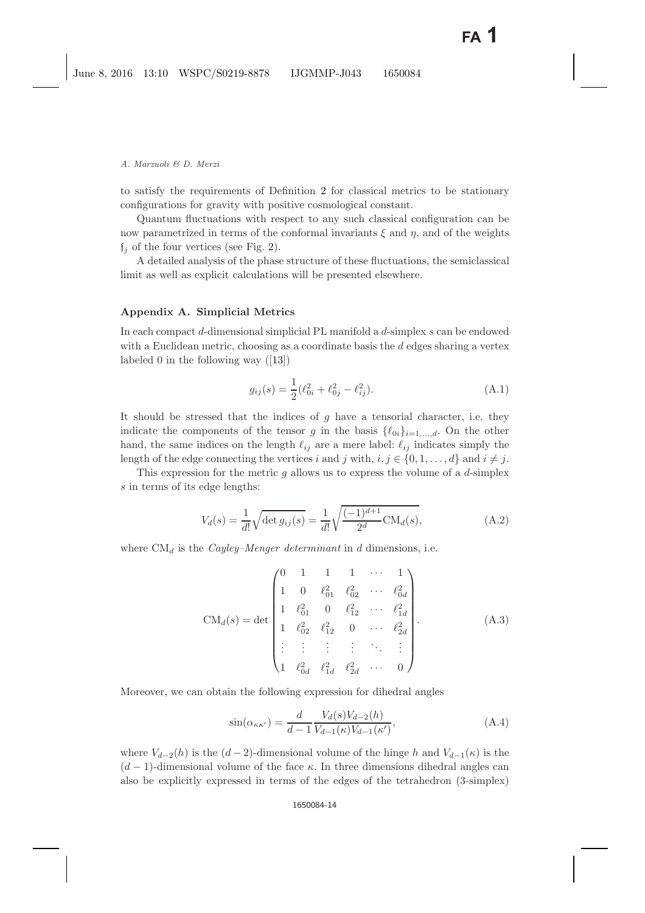to satisfy the requirements of Definition 2 for classical metrics to be stationary configurations for gravity with positive cosmological constant.

Quantum fluctuations with respect to any such classical configuration can be now parametrized in terms of the conformal invariants $\xi$ and $\eta$, and of the weights $\mathfrak{f}_j$ of the four vertices (see Fig. 2).

A detailed analysis of the phase structure of these fluctuations, the semiclassical limit as well as explicit calculations will be presented elsewhere.

## Appendix A. Simplicial Metrics

In each compact $d$-dimensional simplicial PL manifold a $d$-simplex $s$ can be endowed with a Euclidean metric, choosing as a coordinate basis the $d$ edges sharing a vertex labeled 0 in the following way ([13])

$$g_{ij}(s) = \frac{1}{2}(\ell_{0i}^2 + \ell_{0j}^2 - \ell_{ij}^2). \tag{A.1}$$

It should be stressed that the indices of $g$ have a tensorial character, i.e. they indicate the components of the tensor $g$ in the basis $\{\ell_{0i}\}_{i=1,\dots,d}$. On the other hand, the same indices on the length $\ell_{ij}$ are a mere label: $\ell_{ij}$ indicates simply the length of the edge connecting the vertices $i$ and $j$ with, $i, j \in \{0, 1, \dots, d\}$ and $i \neq j$.

This expression for the metric $g$ allows us to express the volume of a $d$-simplex $s$ in terms of its edge lengths:

$$V_d(s) = \frac{1}{d!}\sqrt{\det g_{ij}(s)} = \frac{1}{d!}\sqrt{\frac{(-1)^{d+1}}{2^d}\mathrm{CM}_d(s)}, \tag{A.2}$$

where $\mathrm{CM}_d$ is the *Cayley–Menger determinant* in $d$ dimensions, i.e.

$$\mathrm{CM}_d(s) = \det \begin{pmatrix} 0 & 1 & 1 & 1 & \cdots & 1 \\ 1 & 0 & \ell_{01}^2 & \ell_{02}^2 & \cdots & \ell_{0d}^2 \\ 1 & \ell_{01}^2 & 0 & \ell_{12}^2 & \cdots & \ell_{1d}^2 \\ 1 & \ell_{02}^2 & \ell_{12}^2 & 0 & \cdots & \ell_{2d}^2 \\ \vdots & \vdots & \vdots & \vdots & \ddots & \vdots \\ 1 & \ell_{0d}^2 & \ell_{1d}^2 & \ell_{2d}^2 & \cdots & 0 \end{pmatrix}. \tag{A.3}$$

Moreover, we can obtain the following expression for dihedral angles

$$\sin(\alpha_{\kappa\kappa'}) = \frac{d}{d-1}\frac{V_d(s)V_{d-2}(h)}{V_{d-1}(\kappa)V_{d-1}(\kappa')}, \tag{A.4}$$

where $V_{d-2}(h)$ is the $(d-2)$-dimensional volume of the hinge $h$ and $V_{d-1}(\kappa)$ is the $(d-1)$-dimensional volume of the face $\kappa$. In three dimensions dihedral angles can also be explicitly expressed in terms of the edges of the tetrahedron (3-simplex)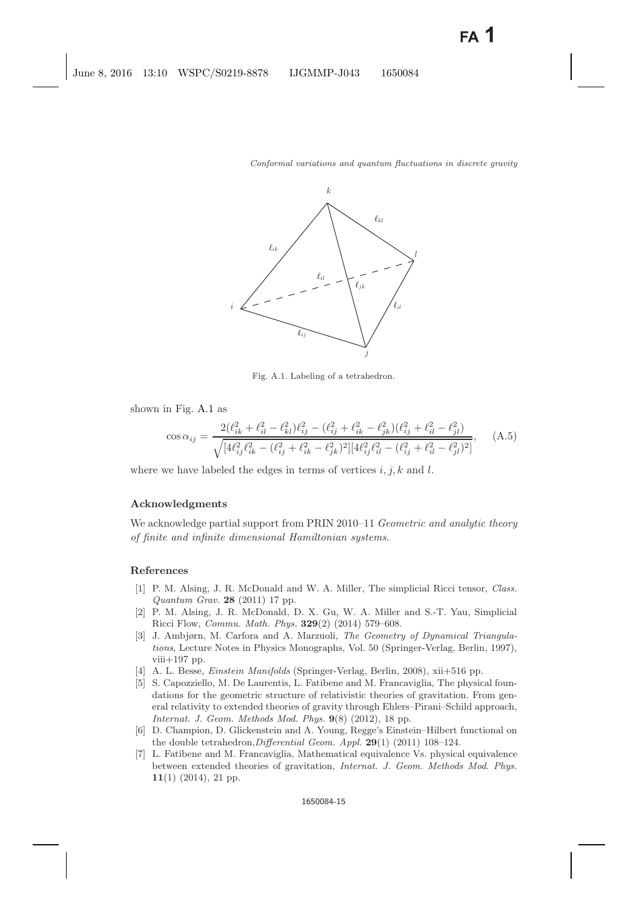Fig. A.1. Labeling of a tetrahedron.

shown in Fig. A.1 as

$$\cos\alpha_{ij} = \frac{2(\ell_{ik}^2 + \ell_{il}^2 - \ell_{kl}^2)\ell_{ij}^2 - (\ell_{ij}^2 + \ell_{ik}^2 - \ell_{jk}^2)(\ell_{ij}^2 + \ell_{il}^2 - \ell_{jl}^2)}{\sqrt{[4\ell_{ij}^2\ell_{ik}^2 - (\ell_{ij}^2 + \ell_{ik}^2 - \ell_{jk}^2)^2][4\ell_{ij}^2\ell_{il}^2 - (\ell_{ij}^2 + \ell_{il}^2 - \ell_{jl}^2)^2]}}, \tag{A.5}$$

where we have labeled the edges in terms of vertices $i, j, k$ and $l$.

## Acknowledgments

We acknowledge partial support from PRIN 2010–11 *Geometric and analytic theory of finite and infinite dimensional Hamiltonian systems*.

## References

[1] P. M. Alsing, J. R. McDonald and W. A. Miller, The simplicial Ricci tensor, *Class. Quantum Grav.* **28** (2011) 17 pp.

[2] P. M. Alsing, J. R. McDonald, D. X. Gu, W. A. Miller and S.-T. Yau, Simplicial Ricci Flow, *Commu. Math. Phys.* **329**(2) (2014) 579–608.

[3] J. Ambjørn, M. Carfora and A. Marzuoli, *The Geometry of Dynamical Triangulations*, Lecture Notes in Physics Monographs, Vol. 50 (Springer-Verlag, Berlin, 1997), viii+197 pp.

[4] A. L. Besse, *Einstein Manifolds* (Springer-Verlag, Berlin, 2008), xii+516 pp.

[5] S. Capozziello, M. De Laurentis, L. Fatibene and M. Francaviglia, The physical foundations for the geometric structure of relativistic theories of gravitation. From general relativity to extended theories of gravity through Ehlers–Pirani–Schild approach, *Internat. J. Geom. Methods Mod. Phys.* **9**(8) (2012), 18 pp.

[6] D. Champion, D. Glickenstein and A. Young, Regge's Einstein–Hilbert functional on the double tetrahedron, *Differential Geom. Appl.* **29**(1) (2011) 108–124.

[7] L. Fatibene and M. Francaviglia, Mathematical equivalence Vs. physical equivalence between extended theories of gravitation, *Internat. J. Geom. Methods Mod. Phys.* **11**(1) (2014), 21 pp.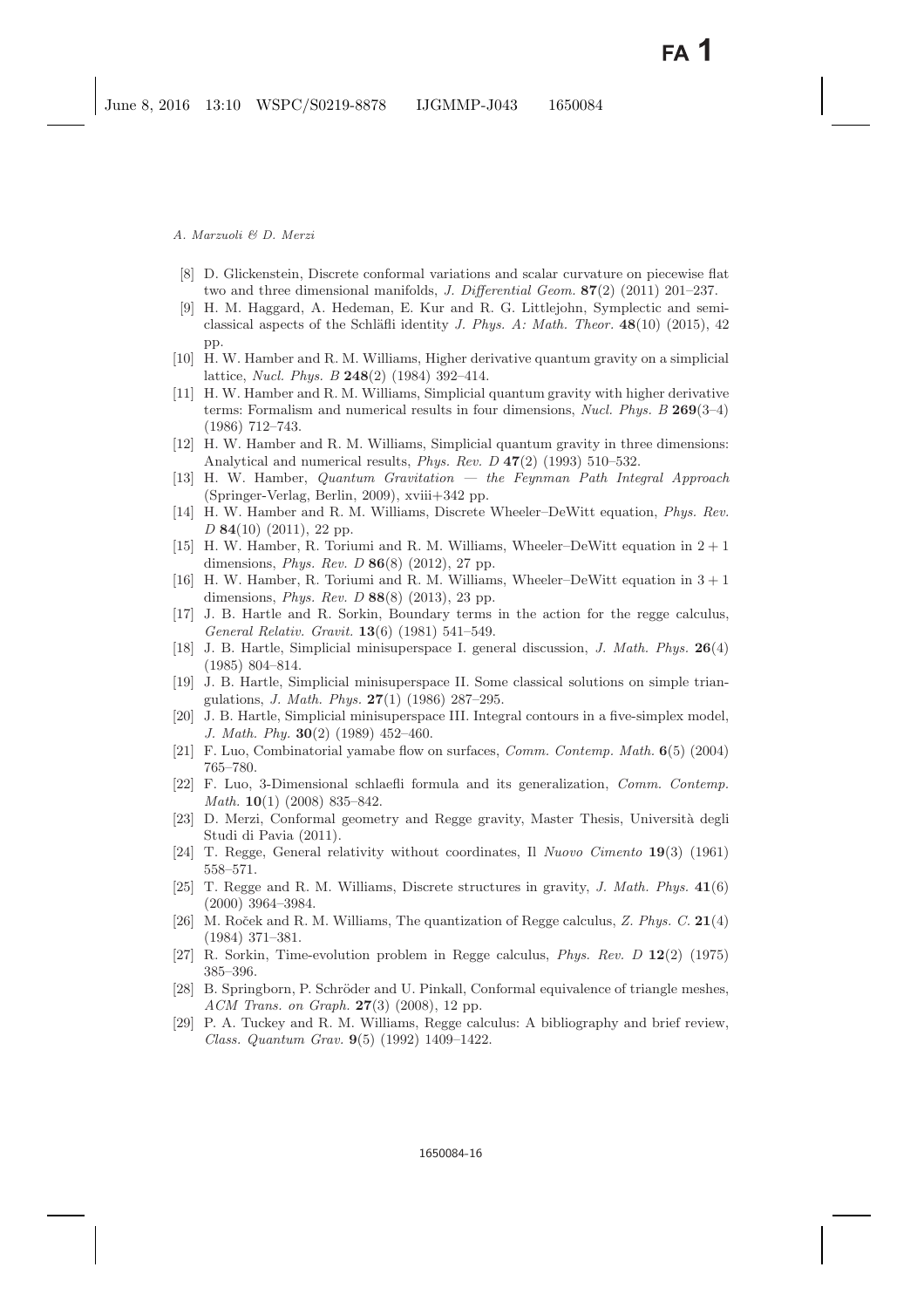[8] D. Glickenstein, Discrete conformal variations and scalar curvature on piecewise flat two and three dimensional manifolds, *J. Differential Geom.* **87**(2) (2011) 201–237.

[9] H. M. Haggard, A. Hedeman, E. Kur and R. G. Littlejohn, Symplectic and semiclassical aspects of the Schläfli identity *J. Phys. A: Math. Theor.* **48**(10) (2015), 42 pp.

[10] H. W. Hamber and R. M. Williams, Higher derivative quantum gravity on a simplicial lattice, *Nucl. Phys. B* **248**(2) (1984) 392–414.

[11] H. W. Hamber and R. M. Williams, Simplicial quantum gravity with higher derivative terms: Formalism and numerical results in four dimensions, *Nucl. Phys. B* **269**(3–4) (1986) 712–743.

[12] H. W. Hamber and R. M. Williams, Simplicial quantum gravity in three dimensions: Analytical and numerical results, *Phys. Rev. D* **47**(2) (1993) 510–532.

[13] H. W. Hamber, *Quantum Gravitation — the Feynman Path Integral Approach* (Springer-Verlag, Berlin, 2009), xviii+342 pp.

[14] H. W. Hamber and R. M. Williams, Discrete Wheeler–DeWitt equation, *Phys. Rev. D* **84**(10) (2011), 22 pp.

[15] H. W. Hamber, R. Toriumi and R. M. Williams, Wheeler–DeWitt equation in $2+1$ dimensions, *Phys. Rev. D* **86**(8) (2012), 27 pp.

[16] H. W. Hamber, R. Toriumi and R. M. Williams, Wheeler–DeWitt equation in $3+1$ dimensions, *Phys. Rev. D* **88**(8) (2013), 23 pp.

[17] J. B. Hartle and R. Sorkin, Boundary terms in the action for the regge calculus, *General Relativ. Gravit.* **13**(6) (1981) 541–549.

[18] J. B. Hartle, Simplicial minisuperspace I. general discussion, *J. Math. Phys.* **26**(4) (1985) 804–814.

[19] J. B. Hartle, Simplicial minisuperspace II. Some classical solutions on simple triangulations, *J. Math. Phys.* **27**(1) (1986) 287–295.

[20] J. B. Hartle, Simplicial minisuperspace III. Integral contours in a five-simplex model, *J. Math. Phy.* **30**(2) (1989) 452–460.

[21] F. Luo, Combinatorial yamabe flow on surfaces, *Comm. Contemp. Math.* **6**(5) (2004) 765–780.

[22] F. Luo, 3-Dimensional schlaefli formula and its generalization, *Comm. Contemp. Math.* **10**(1) (2008) 835–842.

[23] D. Merzi, Conformal geometry and Regge gravity, Master Thesis, Università degli Studi di Pavia (2011).

[24] T. Regge, General relativity without coordinates, Il *Nuovo Cimento* **19**(3) (1961) 558–571.

[25] T. Regge and R. M. Williams, Discrete structures in gravity, *J. Math. Phys.* **41**(6) (2000) 3964–3984.

[26] M. Roček and R. M. Williams, The quantization of Regge calculus, *Z. Phys. C.* **21**(4) (1984) 371–381.

[27] R. Sorkin, Time-evolution problem in Regge calculus, *Phys. Rev. D* **12**(2) (1975) 385–396.

[28] B. Springborn, P. Schröder and U. Pinkall, Conformal equivalence of triangle meshes, *ACM Trans. on Graph.* **27**(3) (2008), 12 pp.

[29] P. A. Tuckey and R. M. Williams, Regge calculus: A bibliography and brief review, *Class. Quantum Grav.* **9**(5) (1992) 1409–1422.